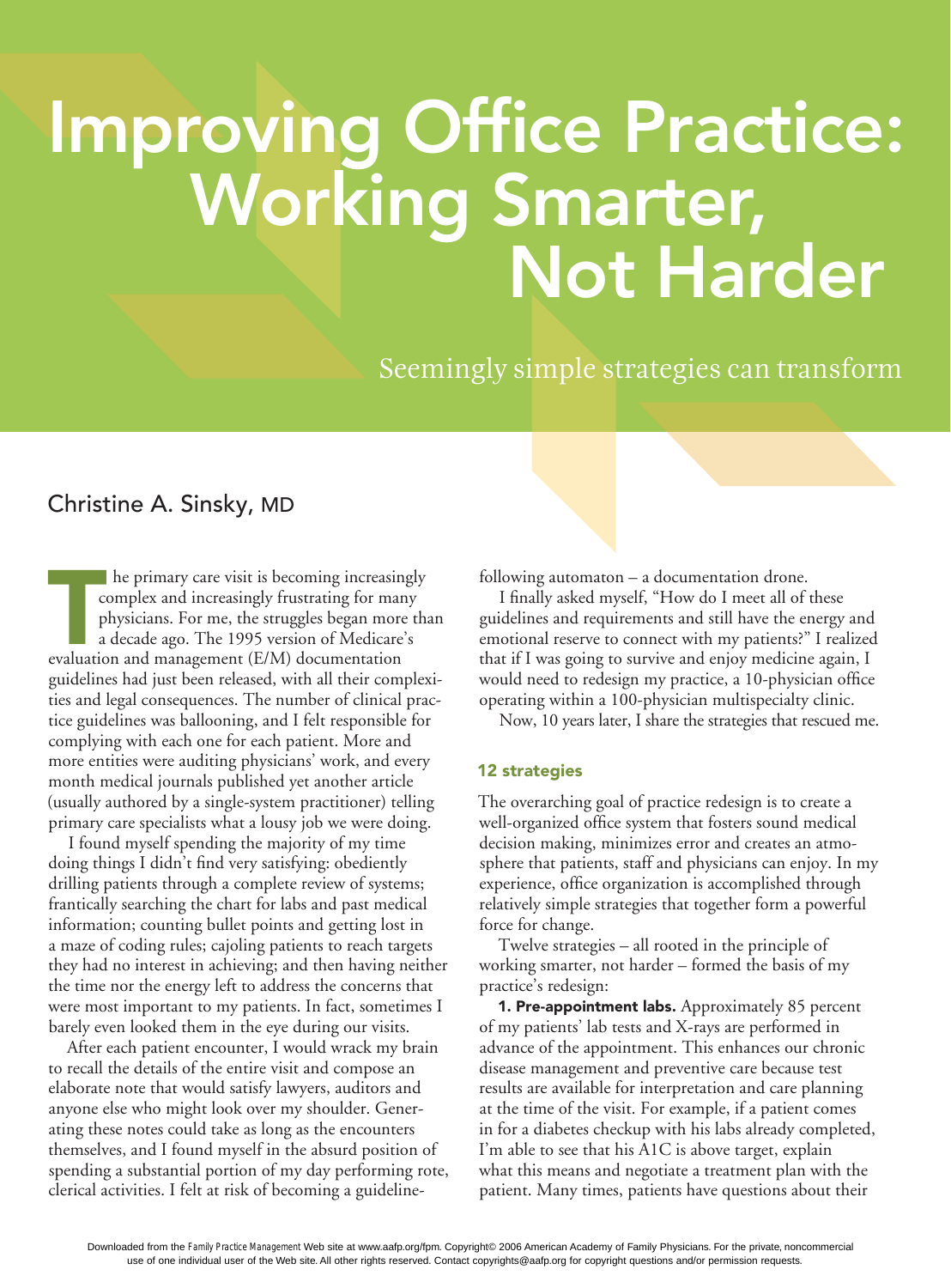# Improving Office Practice: Working Smarter, Not Harder

Seemingly simple strategies can transform

## Christine A. Sinsky, MD

The primary care visit is becoming increasingly complex and increasingly frustrating for many physicians. For me, the struggles began more than a decade ago. The 1995 version of Medicare's evaluation and management (E/M) documentation guidelines had just been released, with all their complexities and legal consequences. The number of clinical practice guidelines was ballooning, and I felt responsible for complying with each one for each patient. More and more entities were auditing physicians' work, and every month medical journals published yet another article (usually authored by a single-system practitioner) telling primary care specialists what a lousy job we were doing.

I found myself spending the majority of my time doing things I didn't find very satisfying: obediently drilling patients through a complete review of systems; frantically searching the chart for labs and past medical information; counting bullet points and getting lost in a maze of coding rules; cajoling patients to reach targets they had no interest in achieving; and then having neither the time nor the energy left to address the concerns that were most important to my patients. In fact, sometimes I barely even looked them in the eye during our visits.

After each patient encounter, I would wrack my brain to recall the details of the entire visit and compose an elaborate note that would satisfy lawyers, auditors and anyone else who might look over my shoulder. Generating these notes could take as long as the encounters themselves, and I found myself in the absurd position of spending a substantial portion of my day performing rote, clerical activities. I felt at risk of becoming a guideline-following automaton – a documentation drone.

I finally asked myself, "How do I meet all of these guidelines and requirements and still have the energy and emotional reserve to connect with my patients?" I realized that if I was going to survive and enjoy medicine again, I would need to redesign my practice, a 10-physician office operating within a 100-physician multispecialty clinic.

Now, 10 years later, I share the strategies that rescued me.

### 12 strategies

The overarching goal of practice redesign is to create a well-organized office system that fosters sound medical decision making, minimizes error and creates an atmosphere that patients, staff and physicians can enjoy. In my experience, office organization is accomplished through relatively simple strategies that together form a powerful force for change.

Twelve strategies – all rooted in the principle of working smarter, not harder – formed the basis of my practice's redesign:

**1. Pre-appointment labs.** Approximately 85 percent of my patients' lab tests and X-rays are performed in advance of the appointment. This enhances our chronic disease management and preventive care because test results are available for interpretation and care planning at the time of the visit. For example, if a patient comes in for a diabetes checkup with his labs already completed, I'm able to see that his A1C is above target, explain what this means and negotiate a treatment plan with the patient. Many times, patients have questions about their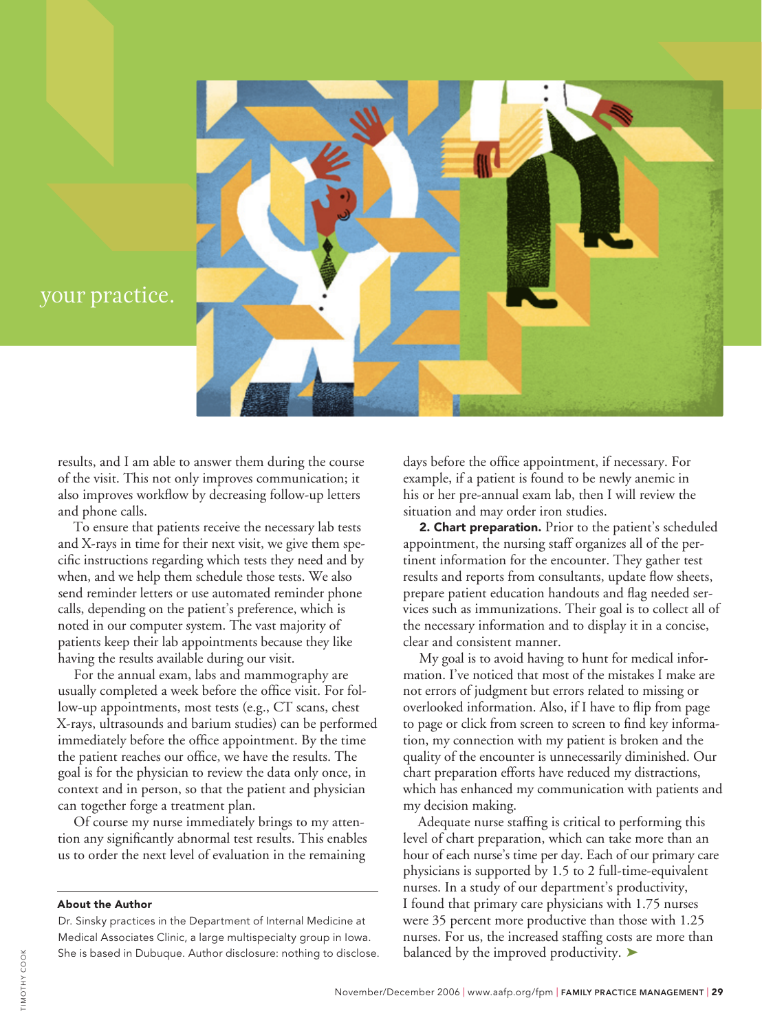your practice.

results, and I am able to answer them during the course of the visit. This not only improves communication; it also improves workflow by decreasing follow-up letters and phone calls.

To ensure that patients receive the necessary lab tests and X-rays in time for their next visit, we give them specific instructions regarding which tests they need and by when, and we help them schedule those tests. We also send reminder letters or use automated reminder phone calls, depending on the patient's preference, which is noted in our computer system. The vast majority of patients keep their lab appointments because they like having the results available during our visit.

For the annual exam, labs and mammography are usually completed a week before the office visit. For follow-up appointments, most tests (e.g., CT scans, chest X-rays, ultrasounds and barium studies) can be performed immediately before the office appointment. By the time the patient reaches our office, we have the results. The goal is for the physician to review the data only once, in context and in person, so that the patient and physician can together forge a treatment plan.

Of course my nurse immediately brings to my attention any significantly abnormal test results. This enables us to order the next level of evaluation in the remaining days before the office appointment, if necessary. For example, if a patient is found to be newly anemic in his or her pre-annual exam lab, then I will review the situation and may order iron studies.

**2. Chart preparation.** Prior to the patient's scheduled appointment, the nursing staff organizes all of the pertinent information for the encounter. They gather test results and reports from consultants, update flow sheets, prepare patient education handouts and flag needed services such as immunizations. Their goal is to collect all of the necessary information and to display it in a concise, clear and consistent manner.

My goal is to avoid having to hunt for medical information. I've noticed that most of the mistakes I make are not errors of judgment but errors related to missing or overlooked information. Also, if I have to flip from page to page or click from screen to screen to find key information, my connection with my patient is broken and the quality of the encounter is unnecessarily diminished. Our chart preparation efforts have reduced my distractions, which has enhanced my communication with patients and my decision making.

Adequate nurse staffing is critical to performing this level of chart preparation, which can take more than an hour of each nurse's time per day. Each of our primary care physicians is supported by 1.5 to 2 full-time-equivalent nurses. In a study of our department's productivity, I found that primary care physicians with 1.75 nurses were 35 percent more productive than those with 1.25 nurses. For us, the increased staffing costs are more than balanced by the improved productivity. ➤

**About the Author**

Dr. Sinsky practices in the Department of Internal Medicine at Medical Associates Clinic, a large multispecialty group in Iowa. She is based in Dubuque. Author disclosure: nothing to disclose.

TIMOTHY COOK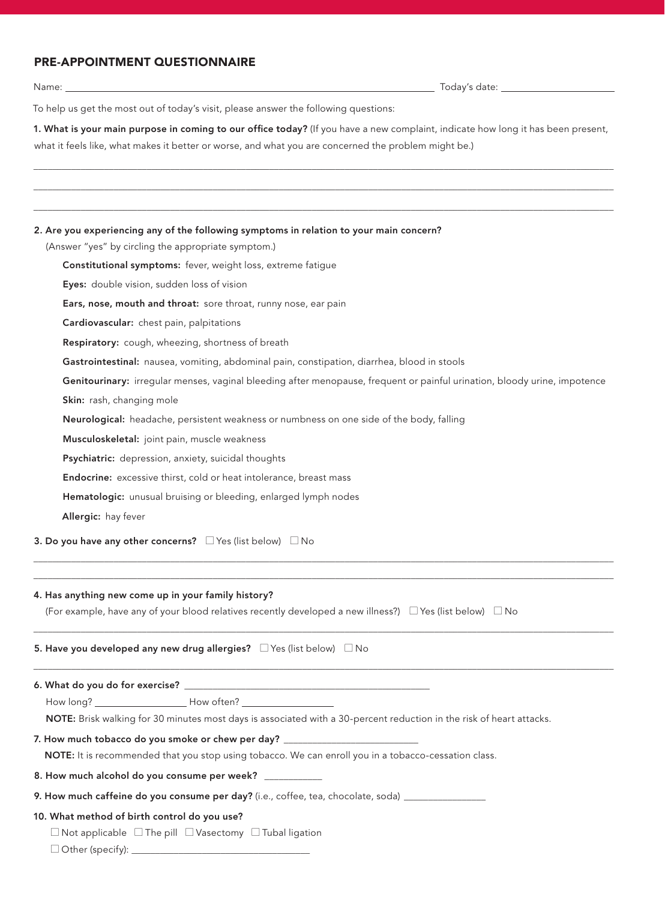## PRE-APPOINTMENT QUESTIONNAIRE

Name: ______________________________ Today's date: ______________

To help us get the most out of today's visit, please answer the following questions:

**1. What is your main purpose in coming to our office today?** (If you have a new complaint, indicate how long it has been present, what it feels like, what makes it better or worse, and what you are concerned the problem might be.)

______________________________________________________________________

______________________________________________________________________

______________________________________________________________________

**2. Are you experiencing any of the following symptoms in relation to your main concern?**
(Answer "yes" by circling the appropriate symptom.)

**Constitutional symptoms:** fever, weight loss, extreme fatigue

**Eyes:** double vision, sudden loss of vision

**Ears, nose, mouth and throat:** sore throat, runny nose, ear pain

**Cardiovascular:** chest pain, palpitations

**Respiratory:** cough, wheezing, shortness of breath

**Gastrointestinal:** nausea, vomiting, abdominal pain, constipation, diarrhea, blood in stools

**Genitourinary:** irregular menses, vaginal bleeding after menopause, frequent or painful urination, bloody urine, impotence

**Skin:** rash, changing mole

**Neurological:** headache, persistent weakness or numbness on one side of the body, falling

**Musculoskeletal:** joint pain, muscle weakness

**Psychiatric:** depression, anxiety, suicidal thoughts

**Endocrine:** excessive thirst, cold or heat intolerance, breast mass

**Hematologic:** unusual bruising or bleeding, enlarged lymph nodes

**Allergic:** hay fever

**3. Do you have any other concerns?** ☐ Yes (list below) ☐ No

______________________________________________________________________

______________________________________________________________________

**4. Has anything new come up in your family history?**
(For example, have any of your blood relatives recently developed a new illness?) ☐ Yes (list below) ☐ No

______________________________________________________________________

**5. Have you developed any new drug allergies?** ☐ Yes (list below) ☐ No

______________________________________________________________________

**6. What do you do for exercise?** ______________________________

How long? ______________ How often? ______________

**NOTE:** Brisk walking for 30 minutes most days is associated with a 30-percent reduction in the risk of heart attacks.

**7. How much tobacco do you smoke or chew per day?** ______________

**NOTE:** It is recommended that you stop using tobacco. We can enroll you in a tobacco-cessation class.

**8. How much alcohol do you consume per week?** ________

**9. How much caffeine do you consume per day?** (i.e., coffee, tea, chocolate, soda) ____________

**10. What method of birth control do you use?**

☐ Not applicable ☐ The pill ☐ Vasectomy ☐ Tubal ligation

☐ Other (specify): ______________________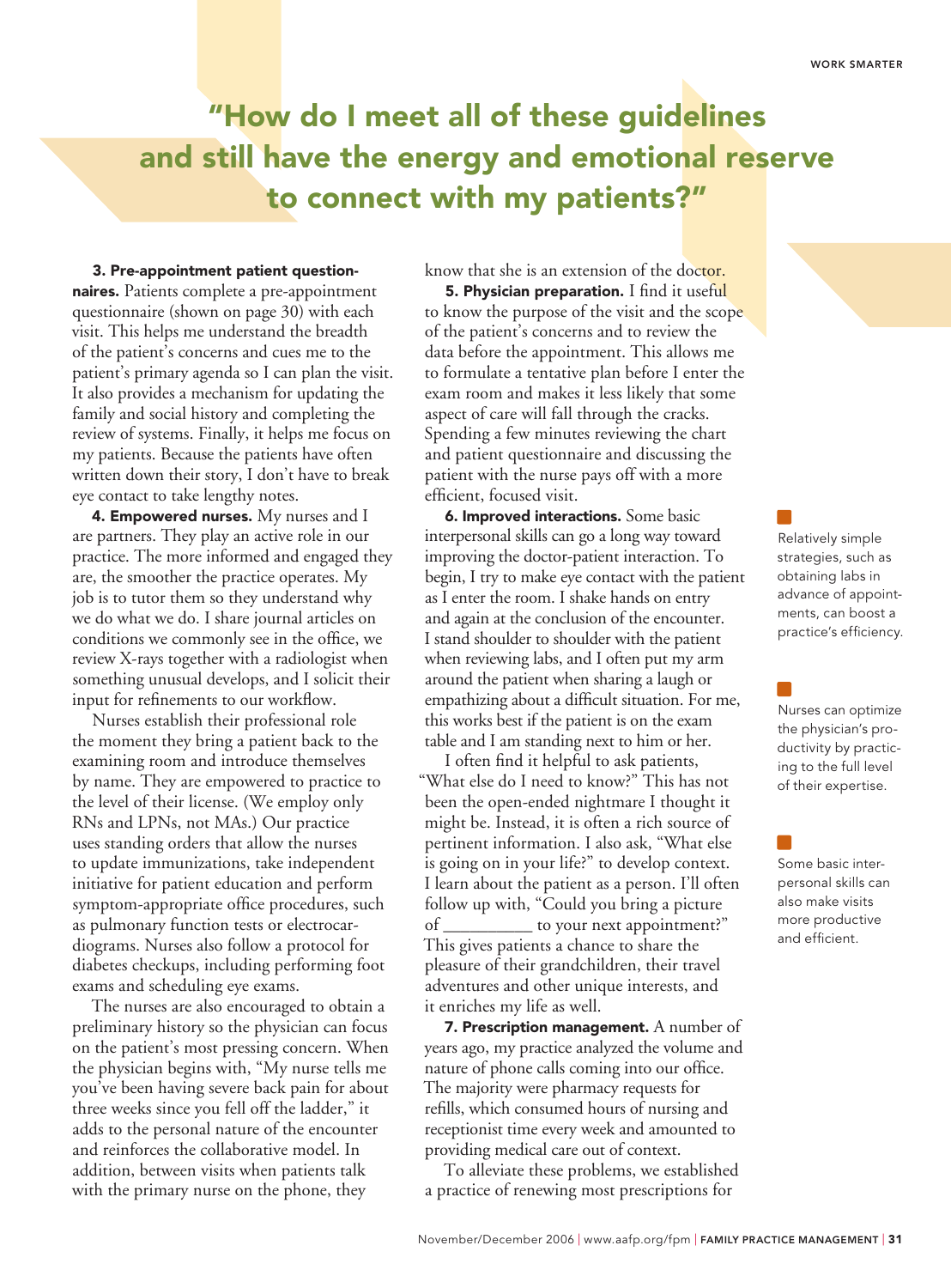## "How do I meet all of these guidelines and still have the energy and emotional reserve to connect with my patients?"

**3. Pre-appointment patient questionnaires.** Patients complete a pre-appointment questionnaire (shown on page 30) with each visit. This helps me understand the breadth of the patient's concerns and cues me to the patient's primary agenda so I can plan the visit. It also provides a mechanism for updating the family and social history and completing the review of systems. Finally, it helps me focus on my patients. Because the patients have often written down their story, I don't have to break eye contact to take lengthy notes.

**4. Empowered nurses.** My nurses and I are partners. They play an active role in our practice. The more informed and engaged they are, the smoother the practice operates. My job is to tutor them so they understand why we do what we do. I share journal articles on conditions we commonly see in the office, we review X-rays together with a radiologist when something unusual develops, and I solicit their input for refinements to our workflow.

Nurses establish their professional role the moment they bring a patient back to the examining room and introduce themselves by name. They are empowered to practice to the level of their license. (We employ only RNs and LPNs, not MAs.) Our practice uses standing orders that allow the nurses to update immunizations, take independent initiative for patient education and perform symptom-appropriate office procedures, such as pulmonary function tests or electrocardiograms. Nurses also follow a protocol for diabetes checkups, including performing foot exams and scheduling eye exams.

The nurses are also encouraged to obtain a preliminary history so the physician can focus on the patient's most pressing concern. When the physician begins with, "My nurse tells me you've been having severe back pain for about three weeks since you fell off the ladder," it adds to the personal nature of the encounter and reinforces the collaborative model. In addition, between visits when patients talk with the primary nurse on the phone, they know that she is an extension of the doctor.

**5. Physician preparation.** I find it useful to know the purpose of the visit and the scope of the patient's concerns and to review the data before the appointment. This allows me to formulate a tentative plan before I enter the exam room and makes it less likely that some aspect of care will fall through the cracks. Spending a few minutes reviewing the chart and patient questionnaire and discussing the patient with the nurse pays off with a more efficient, focused visit.

**6. Improved interactions.** Some basic interpersonal skills can go a long way toward improving the doctor-patient interaction. To begin, I try to make eye contact with the patient as I enter the room. I shake hands on entry and again at the conclusion of the encounter. I stand shoulder to shoulder with the patient when reviewing labs, and I often put my arm around the patient when sharing a laugh or empathizing about a difficult situation. For me, this works best if the patient is on the exam table and I am standing next to him or her.

I often find it helpful to ask patients, "What else do I need to know?" This has not been the open-ended nightmare I thought it might be. Instead, it is often a rich source of pertinent information. I also ask, "What else is going on in your life?" to develop context. I learn about the patient as a person. I'll often follow up with, "Could you bring a picture of __________ to your next appointment?" This gives patients a chance to share the pleasure of their grandchildren, their travel adventures and other unique interests, and it enriches my life as well.

**7. Prescription management.** A number of years ago, my practice analyzed the volume and nature of phone calls coming into our office. The majority were pharmacy requests for refills, which consumed hours of nursing and receptionist time every week and amounted to providing medical care out of context.

To alleviate these problems, we established a practice of renewing most prescriptions for

---

Relatively simple strategies, such as obtaining labs in advance of appointments, can boost a practice's efficiency.

Nurses can optimize the physician's productivity by practicing to the full level of their expertise.

Some basic interpersonal skills can also make visits more productive and efficient.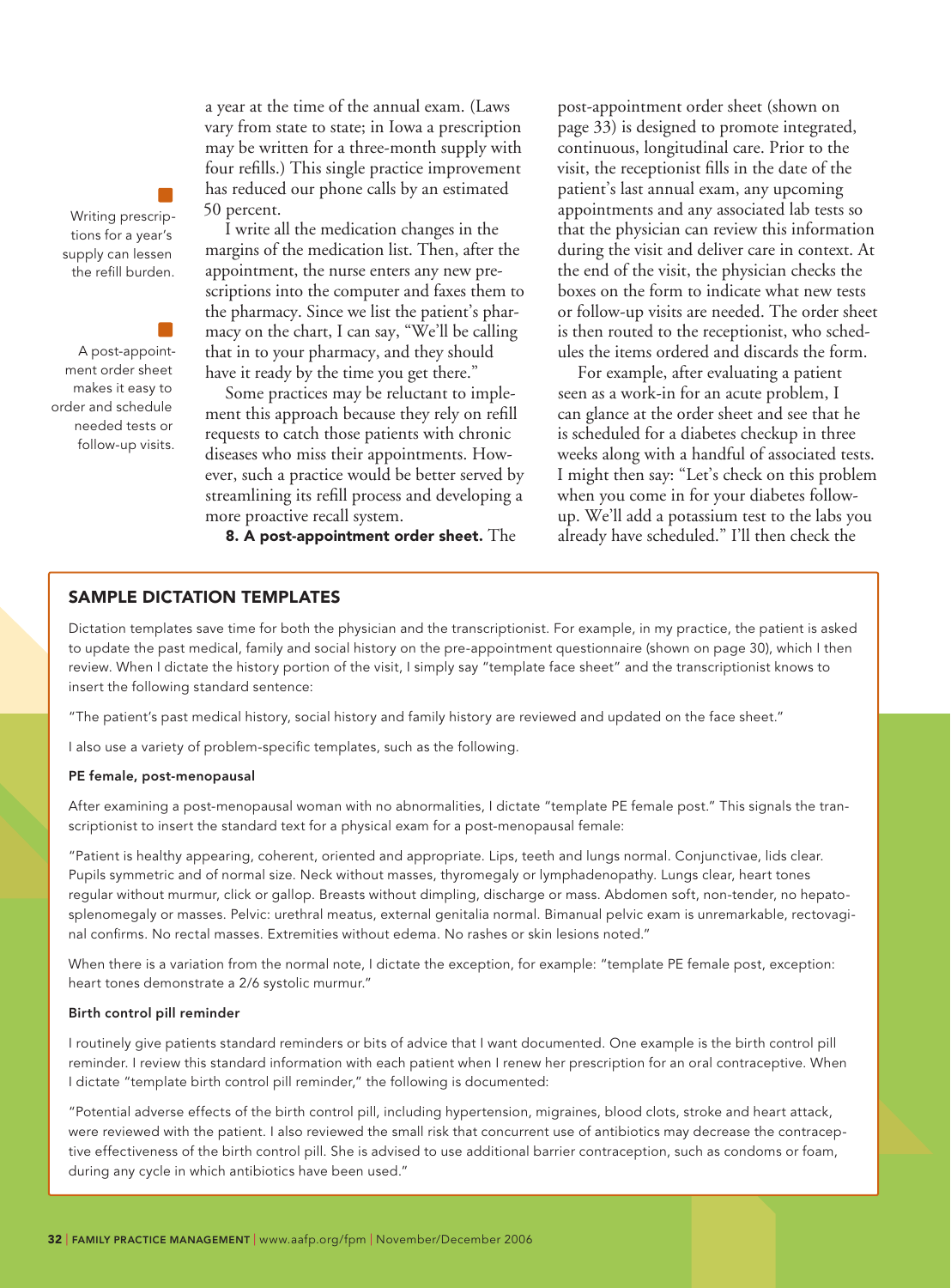a year at the time of the annual exam. (Laws vary from state to state; in Iowa a prescription may be written for a three-month supply with four refills.) This single practice improvement has reduced our phone calls by an estimated 50 percent.

Writing prescriptions for a year's supply can lessen the refill burden.

I write all the medication changes in the margins of the medication list. Then, after the appointment, the nurse enters any new prescriptions into the computer and faxes them to the pharmacy. Since we list the patient's pharmacy on the chart, I can say, "We'll be calling that in to your pharmacy, and they should have it ready by the time you get there."

Some practices may be reluctant to implement this approach because they rely on refill requests to catch those patients with chronic diseases who miss their appointments. However, such a practice would be better served by streamlining its refill process and developing a more proactive recall system.

A post-appointment order sheet makes it easy to order and schedule needed tests or follow-up visits.

**8. A post-appointment order sheet.** The post-appointment order sheet (shown on page 33) is designed to promote integrated, continuous, longitudinal care. Prior to the visit, the receptionist fills in the date of the patient's last annual exam, any upcoming appointments and any associated lab tests so that the physician can review this information during the visit and deliver care in context. At the end of the visit, the physician checks the boxes on the form to indicate what new tests or follow-up visits are needed. The order sheet is then routed to the receptionist, who schedules the items ordered and discards the form.

For example, after evaluating a patient seen as a work-in for an acute problem, I can glance at the order sheet and see that he is scheduled for a diabetes checkup in three weeks along with a handful of associated tests. I might then say: "Let's check on this problem when you come in for your diabetes follow-up. We'll add a potassium test to the labs you already have scheduled." I'll then check the

## SAMPLE DICTATION TEMPLATES

Dictation templates save time for both the physician and the transcriptionist. For example, in my practice, the patient is asked to update the past medical, family and social history on the pre-appointment questionnaire (shown on page 30), which I then review. When I dictate the history portion of the visit, I simply say "template face sheet" and the transcriptionist knows to insert the following standard sentence:

"The patient's past medical history, social history and family history are reviewed and updated on the face sheet."

I also use a variety of problem-specific templates, such as the following.

**PE female, post-menopausal**

After examining a post-menopausal woman with no abnormalities, I dictate "template PE female post." This signals the transcriptionist to insert the standard text for a physical exam for a post-menopausal female:

"Patient is healthy appearing, coherent, oriented and appropriate. Lips, teeth and lungs normal. Conjunctivae, lids clear. Pupils symmetric and of normal size. Neck without masses, thyromegaly or lymphadenopathy. Lungs clear, heart tones regular without murmur, click or gallop. Breasts without dimpling, discharge or mass. Abdomen soft, non-tender, no hepatosplenomegaly or masses. Pelvic: urethral meatus, external genitalia normal. Bimanual pelvic exam is unremarkable, rectovaginal confirms. No rectal masses. Extremities without edema. No rashes or skin lesions noted."

When there is a variation from the normal note, I dictate the exception, for example: "template PE female post, exception: heart tones demonstrate a 2/6 systolic murmur."

**Birth control pill reminder**

I routinely give patients standard reminders or bits of advice that I want documented. One example is the birth control pill reminder. I review this standard information with each patient when I renew her prescription for an oral contraceptive. When I dictate "template birth control pill reminder," the following is documented:

"Potential adverse effects of the birth control pill, including hypertension, migraines, blood clots, stroke and heart attack, were reviewed with the patient. I also reviewed the small risk that concurrent use of antibiotics may decrease the contraceptive effectiveness of the birth control pill. She is advised to use additional barrier contraception, such as condoms or foam, during any cycle in which antibiotics have been used."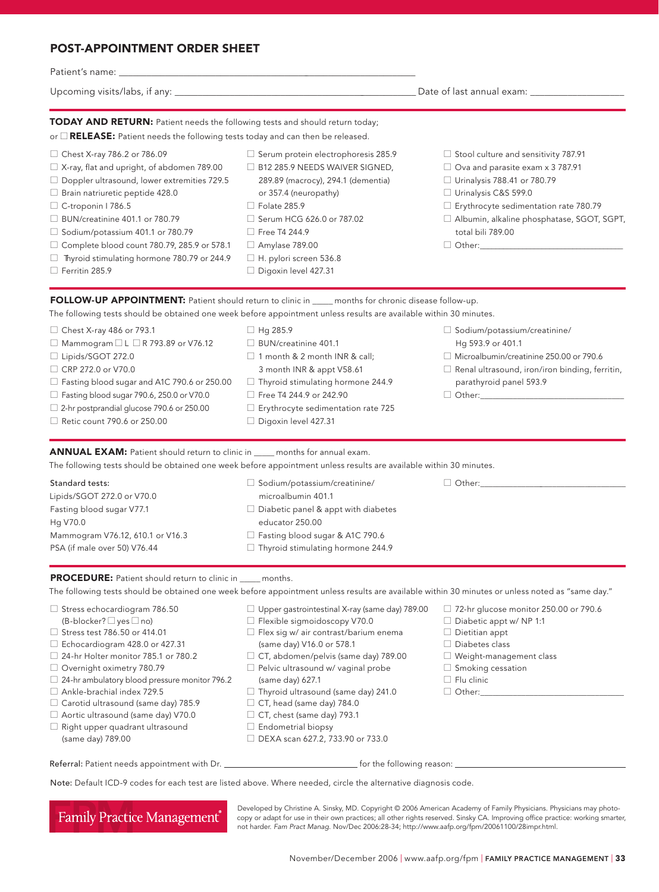## POST-APPOINTMENT ORDER SHEET

Patient's name: ______________________________

Upcoming visits/labs, if any: ______________________________ Date of last annual exam: ____________

**TODAY AND RETURN:** Patient needs the following tests and should return today;
or ☐ **RELEASE:** Patient needs the following tests today and can then be released.

- ☐ Chest X-ray 786.2 or 786.09
- ☐ X-ray, flat and upright, of abdomen 789.00
- ☐ Doppler ultrasound, lower extremities 729.5
- ☐ Brain natriuretic peptide 428.0
- ☐ C-troponin I 786.5
- ☐ BUN/creatinine 401.1 or 780.79
- ☐ Sodium/potassium 401.1 or 780.79
- ☐ Complete blood count 780.79, 285.9 or 578.1
- ☐ Thyroid stimulating hormone 780.79 or 244.9
- ☐ Ferritin 285.9
- ☐ Serum protein electrophoresis 285.9
- ☐ B12 285.9 NEEDS WAIVER SIGNED, 289.89 (macrocy), 294.1 (dementia) or 357.4 (neuropathy)
- ☐ Folate 285.9
- ☐ Serum HCG 626.0 or 787.02
- ☐ Free T4 244.9
- ☐ Amylase 789.00
- ☐ H. pylori screen 536.8
- ☐ Digoxin level 427.31
- ☐ Stool culture and sensitivity 787.91
- ☐ Ova and parasite exam x 3 787.91
- ☐ Urinalysis 788.41 or 780.79
- ☐ Urinalysis C&S 599.0
- ☐ Erythrocyte sedimentation rate 780.79
- ☐ Albumin, alkaline phosphatase, SGOT, SGPT, total bili 789.00
- ☐ Other: ______________________________

**FOLLOW-UP APPOINTMENT:** Patient should return to clinic in _____ months for chronic disease follow-up.
The following tests should be obtained one week before appointment unless results are available within 30 minutes.

- ☐ Chest X-ray 486 or 793.1
- ☐ Mammogram ☐ L ☐ R 793.89 or V76.12
- ☐ Lipids/SGOT 272.0
- ☐ CRP 272.0 or V70.0
- ☐ Fasting blood sugar and A1C 790.6 or 250.00
- ☐ Fasting blood sugar 790.6, 250.0 or V70.0
- ☐ 2-hr postprandial glucose 790.6 or 250.00
- ☐ Retic count 790.6 or 250.00
- ☐ Hg 285.9
- ☐ BUN/creatinine 401.1
- ☐ 1 month & 2 month INR & call; 3 month INR & appt V58.61
- ☐ Thyroid stimulating hormone 244.9
- ☐ Free T4 244.9 or 242.90
- ☐ Erythrocyte sedimentation rate 725
- ☐ Digoxin level 427.31
- ☐ Sodium/potassium/creatinine/ Hg 593.9 or 401.1
- ☐ Microalbumin/creatinine 250.00 or 790.6
- ☐ Renal ultrasound, iron/iron binding, ferritin, parathyroid panel 593.9
- ☐ Other: ______________________________

**ANNUAL EXAM:** Patient should return to clinic in _____ months for annual exam.
The following tests should be obtained one week before appointment unless results are available within 30 minutes.

Standard tests:
Lipids/SGOT 272.0 or V70.0
Fasting blood sugar V77.1
Hg V70.0
Mammogram V76.12, 610.1 or V16.3
PSA (if male over 50) V76.44

- ☐ Sodium/potassium/creatinine/ microalbumin 401.1
- ☐ Diabetic panel & appt with diabetes educator 250.00
- ☐ Fasting blood sugar & A1C 790.6
- ☐ Thyroid stimulating hormone 244.9
- ☐ Other: ______________________________

**PROCEDURE:** Patient should return to clinic in _____ months.
The following tests should be obtained one week before appointment unless results are available within 30 minutes or unless noted as "same day."

- ☐ Stress echocardiogram 786.50 (B-blocker? ☐ yes ☐ no)
- ☐ Stress test 786.50 or 414.01
- ☐ Echocardiogram 428.0 or 427.31
- ☐ 24-hr Holter monitor 785.1 or 780.2
- ☐ Overnight oximetry 780.79
- ☐ 24-hr ambulatory blood pressure monitor 796.2
- ☐ Ankle-brachial index 729.5
- ☐ Carotid ultrasound (same day) 785.9
- ☐ Aortic ultrasound (same day) V70.0
- ☐ Right upper quadrant ultrasound (same day) 789.00
- ☐ Upper gastrointestinal X-ray (same day) 789.00
- ☐ Flexible sigmoidoscopy V70.0
- ☐ Flex sig w/ air contrast/barium enema (same day) V16.0 or 578.1
- ☐ CT, abdomen/pelvis (same day) 789.00
- ☐ Pelvic ultrasound w/ vaginal probe (same day) 627.1
- ☐ Thyroid ultrasound (same day) 241.0
- ☐ CT, head (same day) 784.0
- ☐ CT, chest (same day) 793.1
- ☐ Endometrial biopsy
- ☐ DEXA scan 627.2, 733.90 or 733.0
- ☐ 72-hr glucose monitor 250.00 or 790.6
- ☐ Diabetic appt w/ NP 1:1
- ☐ Dietitian appt
- ☐ Diabetes class
- ☐ Weight-management class
- ☐ Smoking cessation
- ☐ Flu clinic
- ☐ Other: ______________________________

Referral: Patient needs appointment with Dr. ____________________ for the following reason: ____________________

Note: Default ICD-9 codes for each test are listed above. Where needed, circle the alternative diagnosis code.

Family Practice Management®

Developed by Christine A. Sinsky, MD. Copyright © 2006 American Academy of Family Physicians. Physicians may photocopy or adapt for use in their own practices; all other rights reserved. Sinsky CA. Improving office practice: working smarter, not harder. *Fam Pract Manag.* Nov/Dec 2006:28-34; http://www.aafp.org/fpm/20061100/28impr.html.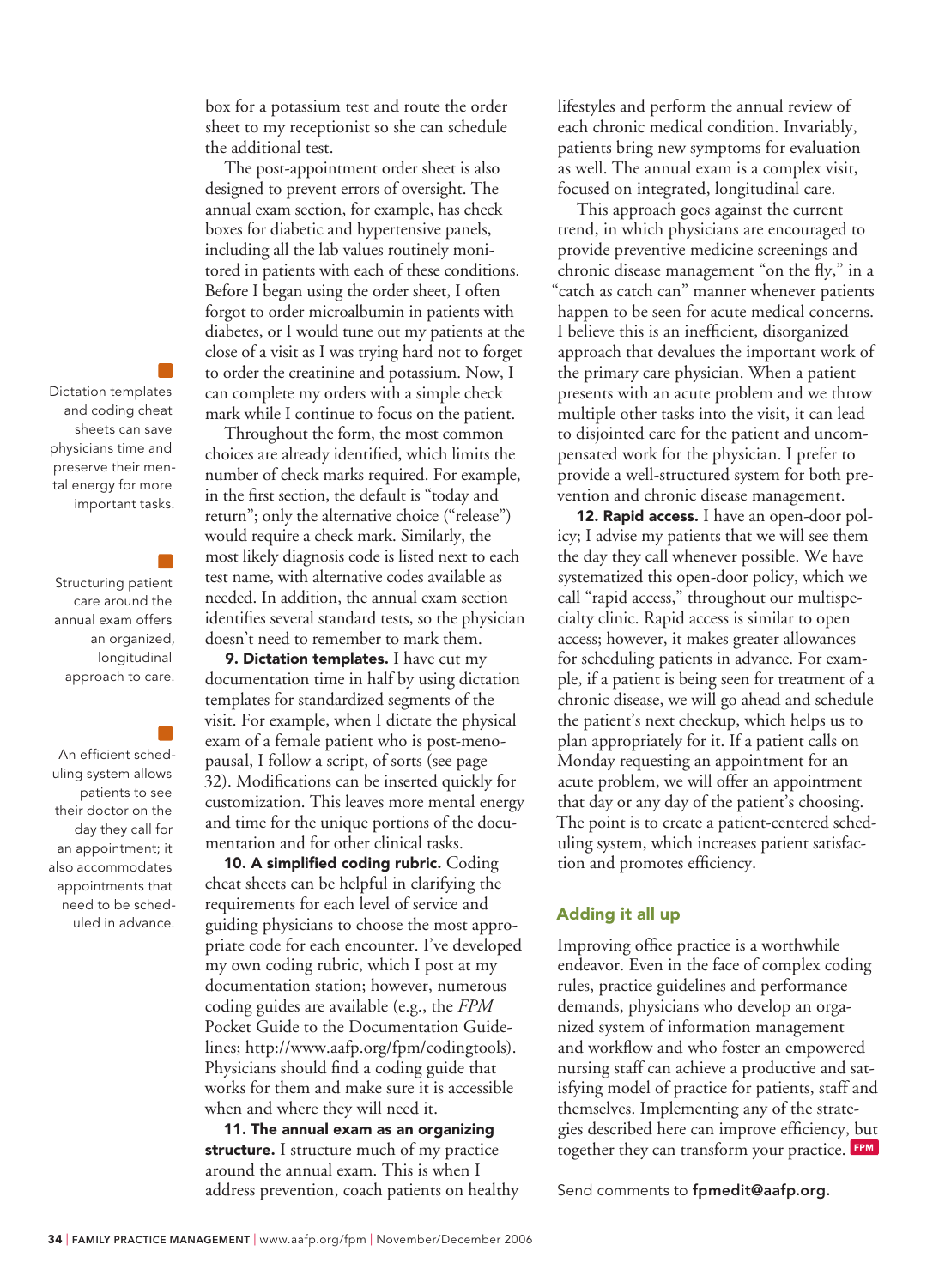box for a potassium test and route the order sheet to my receptionist so she can schedule the additional test.

The post-appointment order sheet is also designed to prevent errors of oversight. The annual exam section, for example, has check boxes for diabetic and hypertensive panels, including all the lab values routinely monitored in patients with each of these conditions. Before I began using the order sheet, I often forgot to order microalbumin in patients with diabetes, or I would tune out my patients at the close of a visit as I was trying hard not to forget to order the creatinine and potassium. Now, I can complete my orders with a simple check mark while I continue to focus on the patient.

Throughout the form, the most common choices are already identified, which limits the number of check marks required. For example, in the first section, the default is "today and return"; only the alternative choice ("release") would require a check mark. Similarly, the most likely diagnosis code is listed next to each test name, with alternative codes available as needed. In addition, the annual exam section identifies several standard tests, so the physician doesn't need to remember to mark them.

Dictation templates and coding cheat sheets can save physicians time and preserve their mental energy for more important tasks.

**9. Dictation templates.** I have cut my documentation time in half by using dictation templates for standardized segments of the visit. For example, when I dictate the physical exam of a female patient who is post-menopausal, I follow a script, of sorts (see page 32). Modifications can be inserted quickly for customization. This leaves more mental energy and time for the unique portions of the documentation and for other clinical tasks.

**10. A simplified coding rubric.** Coding cheat sheets can be helpful in clarifying the requirements for each level of service and guiding physicians to choose the most appropriate code for each encounter. I've developed my own coding rubric, which I post at my documentation station; however, numerous coding guides are available (e.g., the *FPM* Pocket Guide to the Documentation Guidelines; http://www.aafp.org/fpm/codingtools). Physicians should find a coding guide that works for them and make sure it is accessible when and where they will need it.

Structuring patient care around the annual exam offers an organized, longitudinal approach to care.

**11. The annual exam as an organizing structure.** I structure much of my practice around the annual exam. This is when I address prevention, coach patients on healthy lifestyles and perform the annual review of each chronic medical condition. Invariably, patients bring new symptoms for evaluation as well. The annual exam is a complex visit, focused on integrated, longitudinal care.

This approach goes against the current trend, in which physicians are encouraged to provide preventive medicine screenings and chronic disease management "on the fly," in a "catch as catch can" manner whenever patients happen to be seen for acute medical concerns. I believe this is an inefficient, disorganized approach that devalues the important work of the primary care physician. When a patient presents with an acute problem and we throw multiple other tasks into the visit, it can lead to disjointed care for the patient and uncompensated work for the physician. I prefer to provide a well-structured system for both prevention and chronic disease management.

An efficient scheduling system allows patients to see their doctor on the day they call for an appointment; it also accommodates appointments that need to be scheduled in advance.

**12. Rapid access.** I have an open-door policy; I advise my patients that we will see them the day they call whenever possible. We have systematized this open-door policy, which we call "rapid access," throughout our multispecialty clinic. Rapid access is similar to open access; however, it makes greater allowances for scheduling patients in advance. For example, if a patient is being seen for treatment of a chronic disease, we will go ahead and schedule the patient's next checkup, which helps us to plan appropriately for it. If a patient calls on Monday requesting an appointment for an acute problem, we will offer an appointment that day or any day of the patient's choosing. The point is to create a patient-centered scheduling system, which increases patient satisfaction and promotes efficiency.

## Adding it all up

Improving office practice is a worthwhile endeavor. Even in the face of complex coding rules, practice guidelines and performance demands, physicians who develop an organized system of information management and workflow and who foster an empowered nursing staff can achieve a productive and satisfying model of practice for patients, staff and themselves. Implementing any of the strategies described here can improve efficiency, but together they can transform your practice.

Send comments to **fpmedit@aafp.org.**